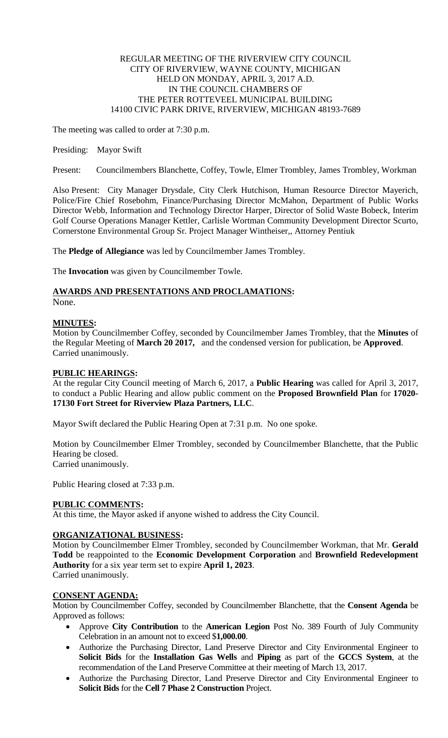REGULAR MEETING OF THE RIVERVIEW CITY COUNCIL
CITY OF RIVERVIEW, WAYNE COUNTY, MICHIGAN
HELD ON MONDAY, APRIL 3, 2017 A.D.
IN THE COUNCIL CHAMBERS OF
THE PETER ROTTEVEEL MUNICIPAL BUILDING
14100 CIVIC PARK DRIVE, RIVERVIEW, MICHIGAN 48193-7689

The meeting was called to order at 7:30 p.m.

Presiding: Mayor Swift

Present: Councilmembers Blanchette, Coffey, Towle, Elmer Trombley, James Trombley, Workman

Also Present: City Manager Drysdale, City Clerk Hutchison, Human Resource Director Mayerich, Police/Fire Chief Rosebohm, Finance/Purchasing Director McMahon, Department of Public Works Director Webb, Information and Technology Director Harper, Director of Solid Waste Bobeck, Interim Golf Course Operations Manager Kettler, Carlisle Wortman Community Development Director Scurto, Cornerstone Environmental Group Sr. Project Manager Wintheiser,, Attorney Pentiuk

The **Pledge of Allegiance** was led by Councilmember James Trombley.

The **Invocation** was given by Councilmember Towle.

## AWARDS AND PRESENTATIONS AND PROCLAMATIONS:

None.

## MINUTES:

Motion by Councilmember Coffey, seconded by Councilmember James Trombley, that the **Minutes** of the Regular Meeting of **March 20 2017,** and the condensed version for publication, be **Approved**.
Carried unanimously.

## PUBLIC HEARINGS:

At the regular City Council meeting of March 6, 2017, a **Public Hearing** was called for April 3, 2017, to conduct a Public Hearing and allow public comment on the **Proposed Brownfield Plan** for **17020-17130 Fort Street for Riverview Plaza Partners, LLC**.

Mayor Swift declared the Public Hearing Open at 7:31 p.m. No one spoke.

Motion by Councilmember Elmer Trombley, seconded by Councilmember Blanchette, that the Public Hearing be closed.
Carried unanimously.

Public Hearing closed at 7:33 p.m.

## PUBLIC COMMENTS:

At this time, the Mayor asked if anyone wished to address the City Council.

## ORGANIZATIONAL BUSINESS:

Motion by Councilmember Elmer Trombley, seconded by Councilmember Workman, that Mr. **Gerald Todd** be reappointed to the **Economic Development Corporation** and **Brownfield Redevelopment Authority** for a six year term set to expire **April 1, 2023**.
Carried unanimously.

## CONSENT AGENDA:

Motion by Councilmember Coffey, seconded by Councilmember Blanchette, that the **Consent Agenda** be Approved as follows:

- Approve **City Contribution** to the **American Legion** Post No. 389 Fourth of July Community Celebration in an amount not to exceed $**1,000.00**.
- Authorize the Purchasing Director, Land Preserve Director and City Environmental Engineer to **Solicit Bids** for the **Installation Gas Wells** and **Piping** as part of the **GCCS System**, at the recommendation of the Land Preserve Committee at their meeting of March 13, 2017.
- Authorize the Purchasing Director, Land Preserve Director and City Environmental Engineer to **Solicit Bids** for the **Cell 7 Phase 2 Construction** Project.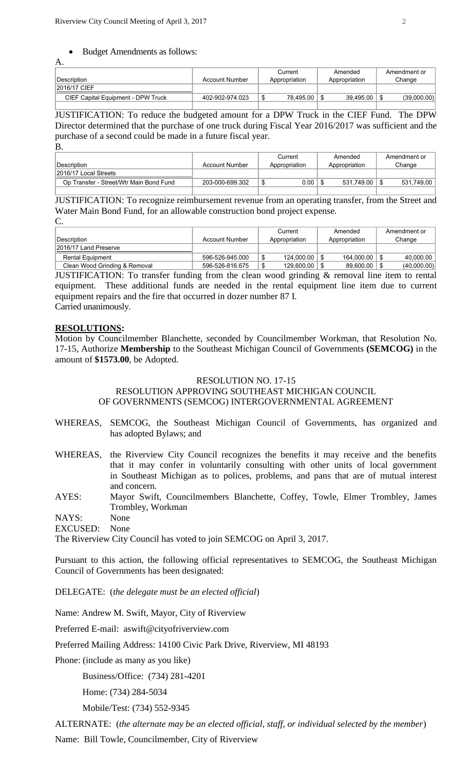- Budget Amendments as follows:

A.

| Description | Account Number | Current Appropriation | Amended Appropriation | Amendment or Change |
|---|---|---|---|---|
| 2016/17 CIEF | | | | |
| CIEF Capital Equipment - DPW Truck | 402-902-974.023 | $ 78,495.00 | $ 39,495.00 | $ (39,000.00) |

JUSTIFICATION: To reduce the budgeted amount for a DPW Truck in the CIEF Fund. The DPW Director determined that the purchase of one truck during Fiscal Year 2016/2017 was sufficient and the purchase of a second could be made in a future fiscal year.

B.

| Description | Account Number | Current Appropriation | Amended Appropriation | Amendment or Change |
|---|---|---|---|---|
| 2016/17 Local Streets | | | | |
| Op Transfer - Street/Wtr Main Bond Fund | 203-000-699.302 | $ 0.00 | $ 531,749.00 | $ 531,749.00 |

JUSTIFICATION: To recognize reimbursement revenue from an operating transfer, from the Street and Water Main Bond Fund, for an allowable construction bond project expense.

C.

| Description | Account Number | Current Appropriation | Amended Appropriation | Amendment or Change |
|---|---|---|---|---|
| 2016/17 Land Preserve | | | | |
| Rental Equipment | 596-526-945.000 | $ 124,000.00 | $ 164,000.00 | $ 40,000.00 |
| Clean Wood Grinding & Removal | 596-526-816.675 | $ 129,600.00 | $ 89,600.00 | $ (40,000.00) |

JUSTIFICATION: To transfer funding from the clean wood grinding & removal line item to rental equipment. These additional funds are needed in the rental equipment line item due to current equipment repairs and the fire that occurred in dozer number 87 I.

Carried unanimously.

**RESOLUTIONS:**

Motion by Councilmember Blanchette, seconded by Councilmember Workman, that Resolution No. 17-15, Authorize **Membership** to the Southeast Michigan Council of Governments **(SEMCOG)** in the amount of **$1573.00**, be Adopted.

RESOLUTION NO. 17-15
RESOLUTION APPROVING SOUTHEAST MICHIGAN COUNCIL OF GOVERNMENTS (SEMCOG) INTERGOVERNMENTAL AGREEMENT

WHEREAS, SEMCOG, the Southeast Michigan Council of Governments, has organized and has adopted Bylaws; and

WHEREAS, the Riverview City Council recognizes the benefits it may receive and the benefits that it may confer in voluntarily consulting with other units of local government in Southeast Michigan as to polices, problems, and pans that are of mutual interest and concern.

AYES: Mayor Swift, Councilmembers Blanchette, Coffey, Towle, Elmer Trombley, James Trombley, Workman

NAYS: None

EXCUSED: None

The Riverview City Council has voted to join SEMCOG on April 3, 2017.

Pursuant to this action, the following official representatives to SEMCOG, the Southeast Michigan Council of Governments has been designated:

DELEGATE: (*the delegate must be an elected official*)

Name: Andrew M. Swift, Mayor, City of Riverview

Preferred E-mail: aswift@cityofriverview.com

Preferred Mailing Address: 14100 Civic Park Drive, Riverview, MI 48193

Phone: (include as many as you like)

Business/Office: (734) 281-4201

Home: (734) 284-5034

Mobile/Test: (734) 552-9345

ALTERNATE: (*the alternate may be an elected official, staff, or individual selected by the member*)

Name: Bill Towle, Councilmember, City of Riverview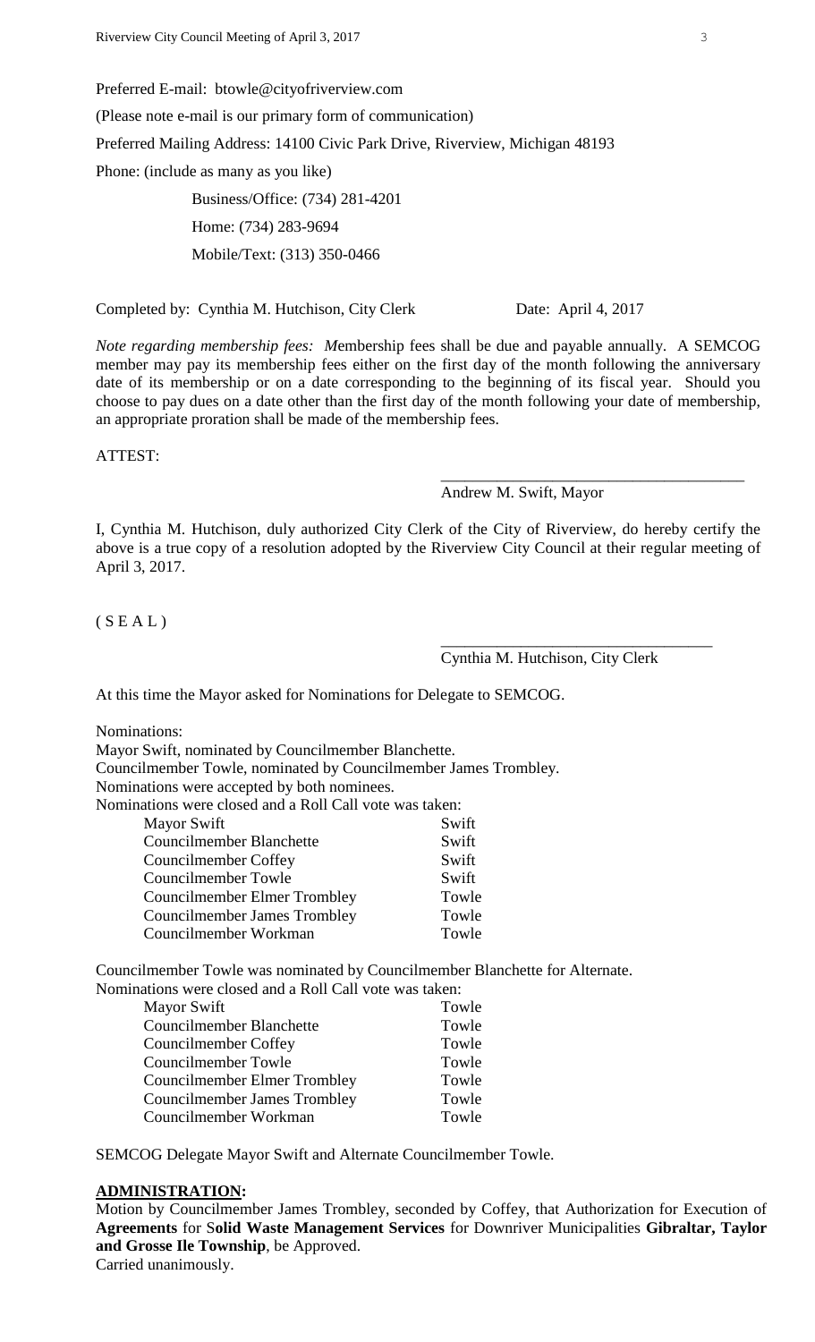Preferred E-mail: btowle@cityofriverview.com

(Please note e-mail is our primary form of communication)

Preferred Mailing Address: 14100 Civic Park Drive, Riverview, Michigan 48193

Phone: (include as many as you like)

Business/Office: (734) 281-4201

Home: (734) 283-9694

Mobile/Text: (313) 350-0466

Completed by: Cynthia M. Hutchison, City Clerk Date: April 4, 2017

*Note regarding membership fees: M*embership fees shall be due and payable annually. A SEMCOG member may pay its membership fees either on the first day of the month following the anniversary date of its membership or on a date corresponding to the beginning of its fiscal year. Should you choose to pay dues on a date other than the first day of the month following your date of membership, an appropriate proration shall be made of the membership fees.

ATTEST:

_____________________________________
Andrew M. Swift, Mayor

I, Cynthia M. Hutchison, duly authorized City Clerk of the City of Riverview, do hereby certify the above is a true copy of a resolution adopted by the Riverview City Council at their regular meeting of April 3, 2017.

( S E A L )

_________________________________
Cynthia M. Hutchison, City Clerk

At this time the Mayor asked for Nominations for Delegate to SEMCOG.

Nominations:
Mayor Swift, nominated by Councilmember Blanchette.
Councilmember Towle, nominated by Councilmember James Trombley.
Nominations were accepted by both nominees.
Nominations were closed and a Roll Call vote was taken:

| | |
|---|---|
| Mayor Swift | Swift |
| Councilmember Blanchette | Swift |
| Councilmember Coffey | Swift |
| Councilmember Towle | Swift |
| Councilmember Elmer Trombley | Towle |
| Councilmember James Trombley | Towle |
| Councilmember Workman | Towle |

Councilmember Towle was nominated by Councilmember Blanchette for Alternate.
Nominations were closed and a Roll Call vote was taken:

| | |
|---|---|
| Mayor Swift | Towle |
| Councilmember Blanchette | Towle |
| Councilmember Coffey | Towle |
| Councilmember Towle | Towle |
| Councilmember Elmer Trombley | Towle |
| Councilmember James Trombley | Towle |
| Councilmember Workman | Towle |

SEMCOG Delegate Mayor Swift and Alternate Councilmember Towle.

**ADMINISTRATION:**

Motion by Councilmember James Trombley, seconded by Coffey, that Authorization for Execution of **Agreements** for S**olid Waste Management Services** for Downriver Municipalities **Gibraltar, Taylor and Grosse Ile Township**, be Approved.
Carried unanimously.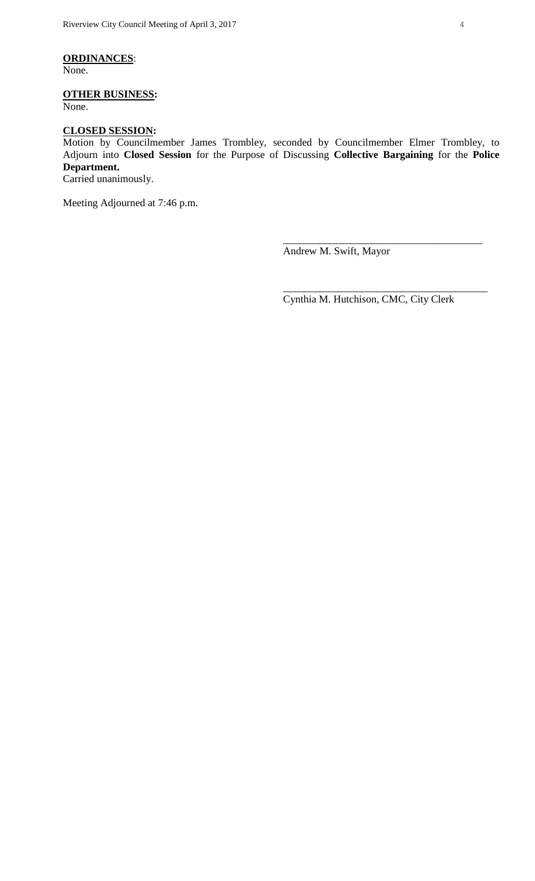**ORDINANCES**:
None.

**OTHER BUSINESS:**
None.

**CLOSED SESSION:**
Motion by Councilmember James Trombley, seconded by Councilmember Elmer Trombley, to Adjourn into **Closed Session** for the Purpose of Discussing **Collective Bargaining** for the **Police Department.**
Carried unanimously.

Meeting Adjourned at 7:46 p.m.

_______________________________________
Andrew M. Swift, Mayor

_______________________________________
Cynthia M. Hutchison, CMC, City Clerk